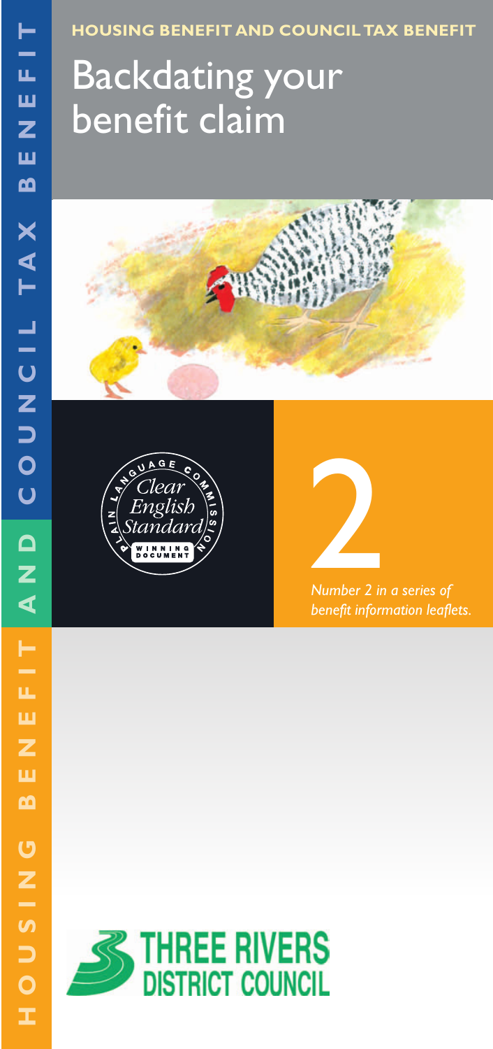HOUSING BENEFIT AND COUNCIL TAX BENEFIT

**HOUSING BENEFIT AND COUNCIL TAX BENEFIT**

# Backdating your benefit claim

Clear English Standard — Plain Language Commission — Winning Document

2

*Number 2 in a series of benefit information leaflets.*

THREE RIVERS DISTRICT COUNCIL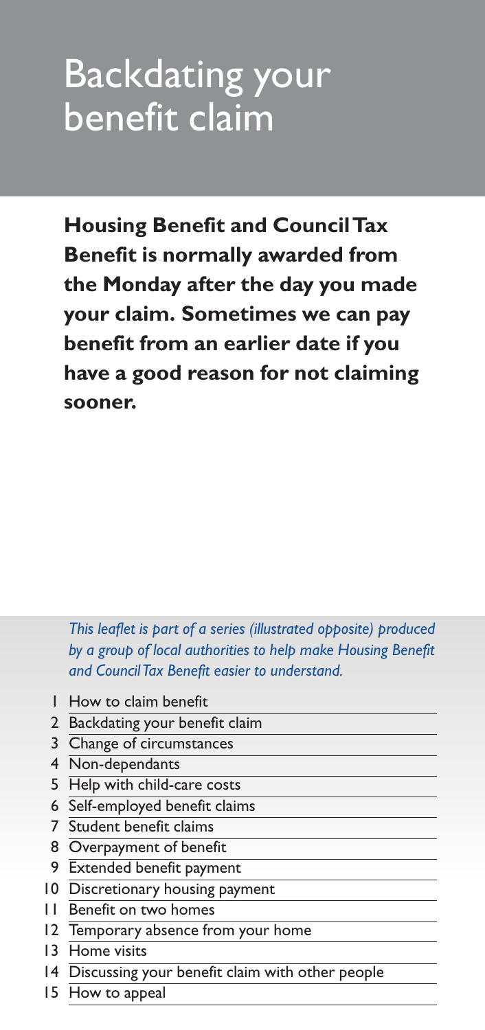# Backdating your benefit claim

**Housing Benefit and Council Tax Benefit is normally awarded from the Monday after the day you made your claim. Sometimes we can pay benefit from an earlier date if you have a good reason for not claiming sooner.**

*This leaflet is part of a series (illustrated opposite) produced by a group of local authorities to help make Housing Benefit and Council Tax Benefit easier to understand.*

1. How to claim benefit
2. Backdating your benefit claim
3. Change of circumstances
4. Non-dependants
5. Help with child-care costs
6. Self-employed benefit claims
7. Student benefit claims
8. Overpayment of benefit
9. Extended benefit payment
10. Discretionary housing payment
11. Benefit on two homes
12. Temporary absence from your home
13. Home visits
14. Discussing your benefit claim with other people
15. How to appeal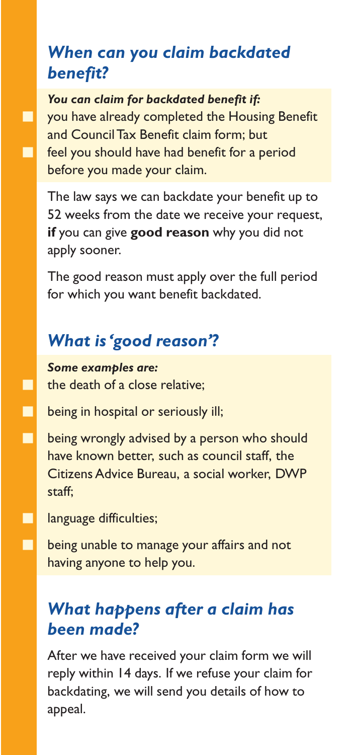## *When can you claim backdated benefit?*

***You can claim for backdated benefit if:***

- you have already completed the Housing Benefit and Council Tax Benefit claim form; but
- feel you should have had benefit for a period before you made your claim.

The law says we can backdate your benefit up to 52 weeks from the date we receive your request, **if** you can give **good reason** why you did not apply sooner.

The good reason must apply over the full period for which you want benefit backdated.

## *What is 'good reason'?*

***Some examples are:***

- the death of a close relative;
- being in hospital or seriously ill;
- being wrongly advised by a person who should have known better, such as council staff, the Citizens Advice Bureau, a social worker, DWP staff;
- language difficulties;
- being unable to manage your affairs and not having anyone to help you.

## *What happens after a claim has been made?*

After we have received your claim form we will reply within 14 days. If we refuse your claim for backdating, we will send you details of how to appeal.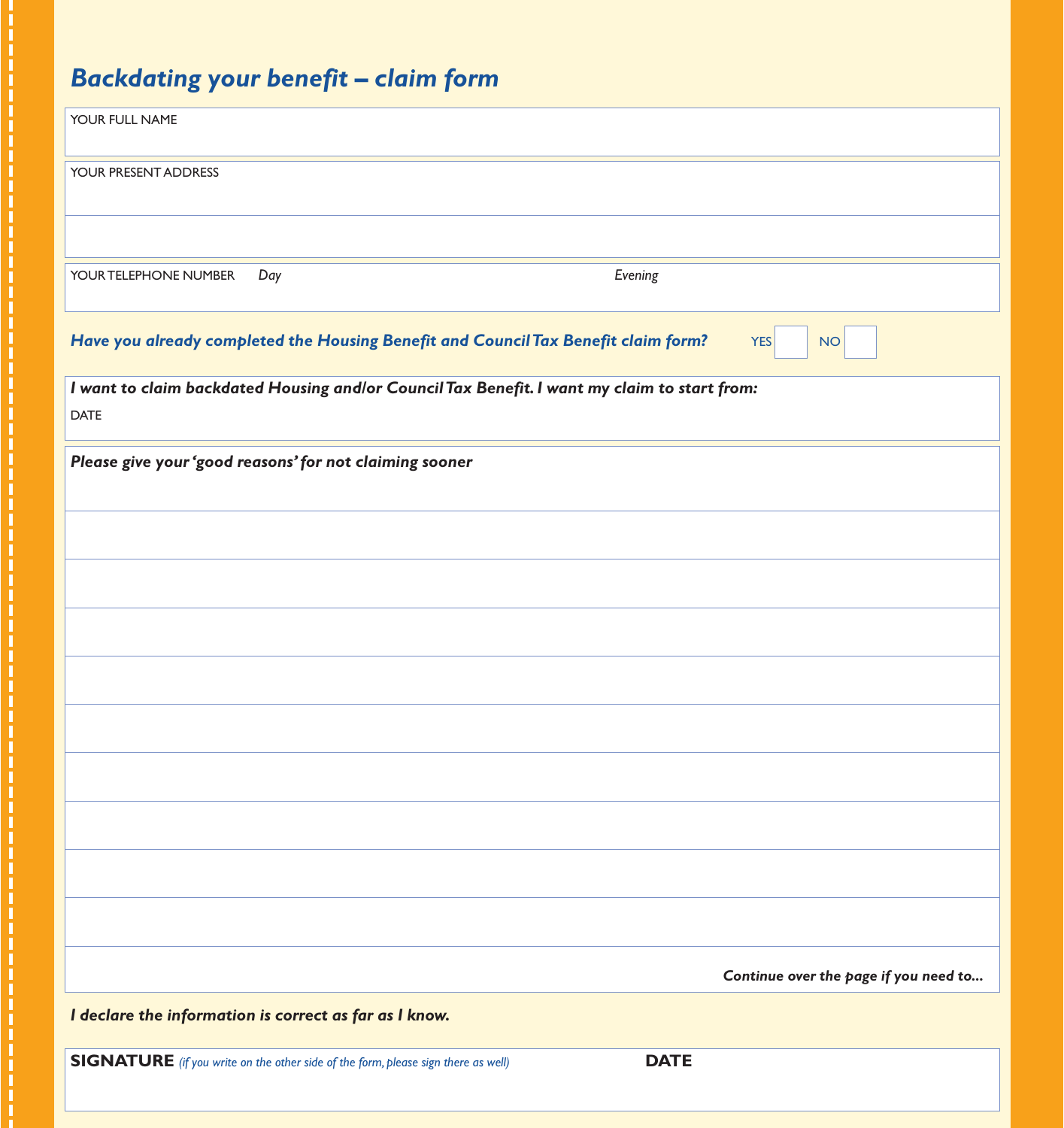# *Backdating your benefit – claim form*

YOUR FULL NAME

YOUR PRESENT ADDRESS

YOUR TELEPHONE NUMBER *Day* *Evening*

***Have you already completed the Housing Benefit and Council Tax Benefit claim form?*** YES ☐ NO ☐

***I want to claim backdated Housing and/or Council Tax Benefit. I want my claim to start from:***

DATE

***Please give your 'good reasons' for not claiming sooner***

***Continue over the page if you need to...***

***I declare the information is correct as far as I know.***

**SIGNATURE** *(if you write on the other side of the form, please sign there as well)* **DATE**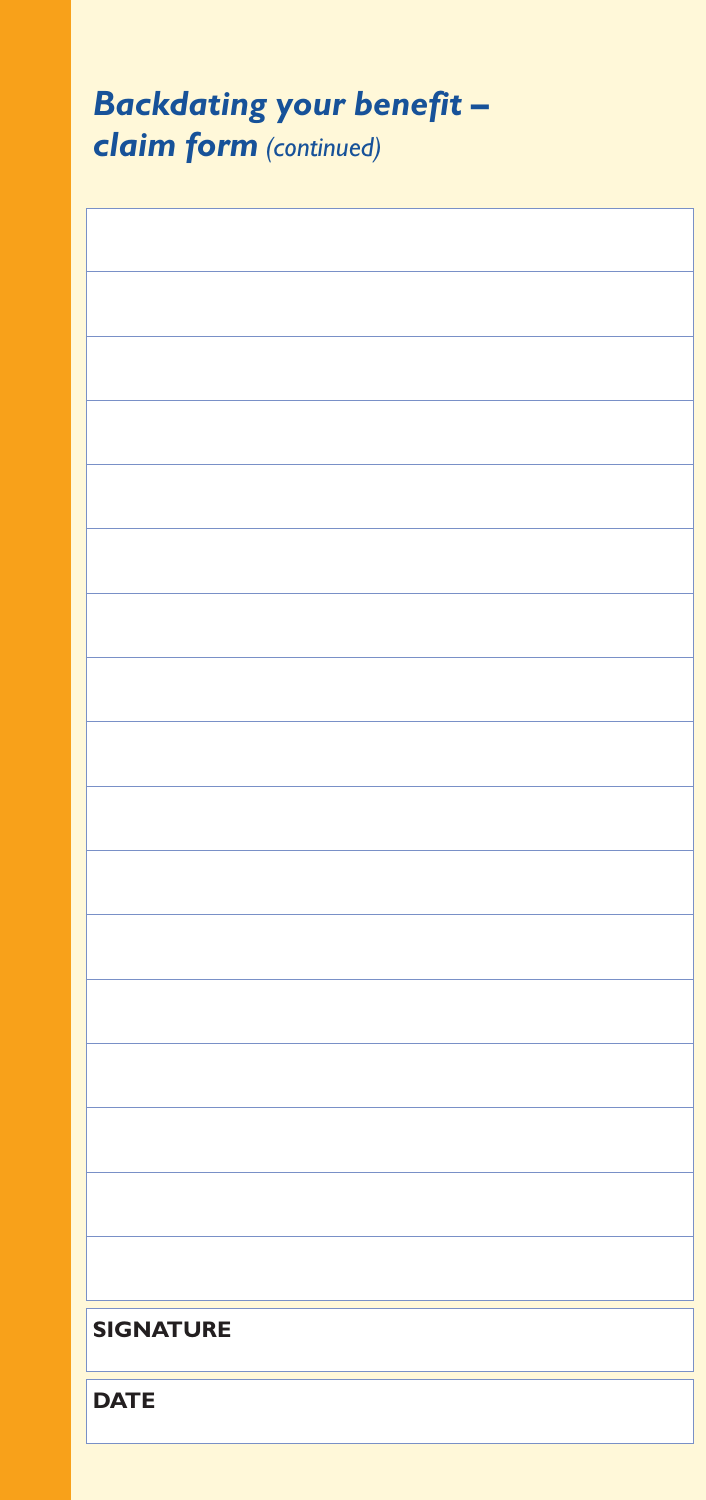## *Backdating your benefit – claim form* *(continued)*

|  |
|---|
|  |
|  |
|  |
|  |
|  |
|  |
|  |
|  |
|  |
|  |
|  |
|  |
|  |
|  |
|  |
|  |

**SIGNATURE**

**DATE**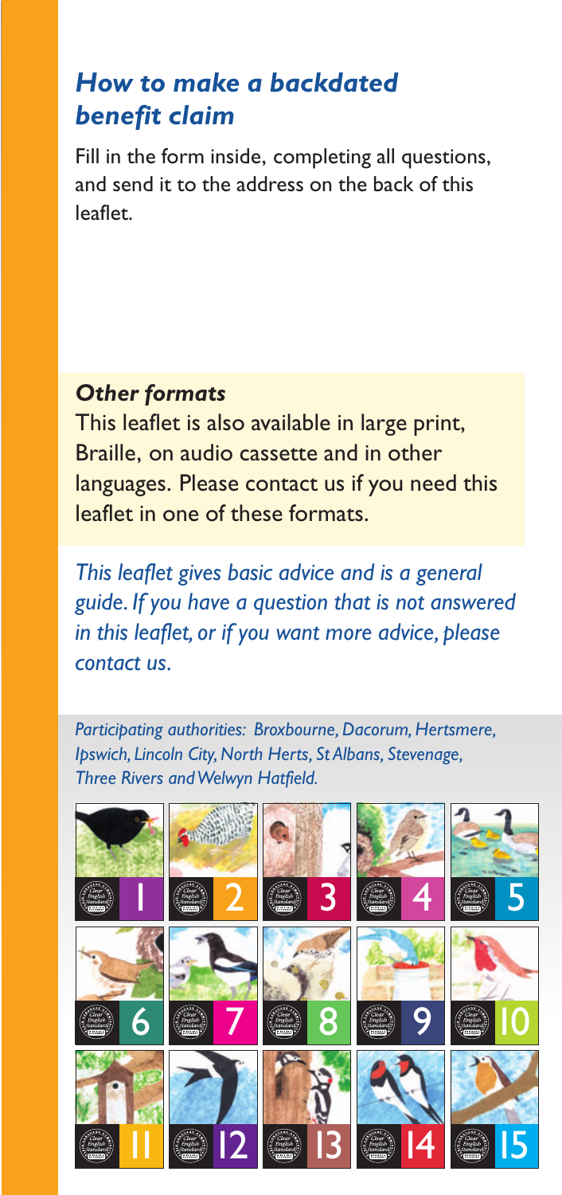## *How to make a backdated benefit claim*

Fill in the form inside, completing all questions, and send it to the address on the back of this leaflet.

### *Other formats*

This leaflet is also available in large print, Braille, on audio cassette and in other languages. Please contact us if you need this leaflet in one of these formats.

*This leaflet gives basic advice and is a general guide. If you have a question that is not answered in this leaflet, or if you want more advice, please contact us.*

*Participating authorities: Broxbourne, Dacorum, Hertsmere, Ipswich, Lincoln City, North Herts, St Albans, Stevenage, Three Rivers and Welwyn Hatfield.*

1 2 3 4 5 6 7 8 9 10 11 12 13 14 15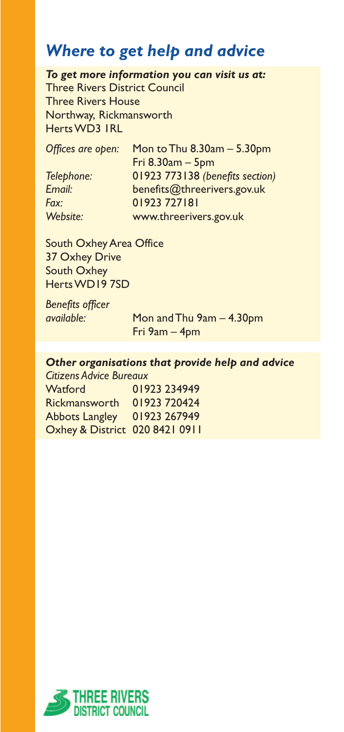## *Where to get help and advice*

***To get more information you can visit us at:***

Three Rivers District Council
Three Rivers House
Northway, Rickmansworth
Herts WD3 1RL

| | |
|---|---|
| *Offices are open:* | Mon to Thu 8.30am – 5.30pm<br>Fri 8.30am – 5pm |
| *Telephone:* | 01923 773138 *(benefits section)* |
| *Email:* | benefits@threerivers.gov.uk |
| *Fax:* | 01923 727181 |
| *Website:* | www.threerivers.gov.uk |

South Oxhey Area Office
37 Oxhey Drive
South Oxhey
Herts WD19 7SD

| | |
|---|---|
| *Benefits officer available:* | Mon and Thu 9am – 4.30pm<br>Fri 9am – 4pm |

***Other organisations that provide help and advice***

*Citizens Advice Bureaux*

| | |
|---|---|
| Watford | 01923 234949 |
| Rickmansworth | 01923 720424 |
| Abbots Langley | 01923 267949 |
| Oxhey & District | 020 8421 0911 |

THREE RIVERS DISTRICT COUNCIL